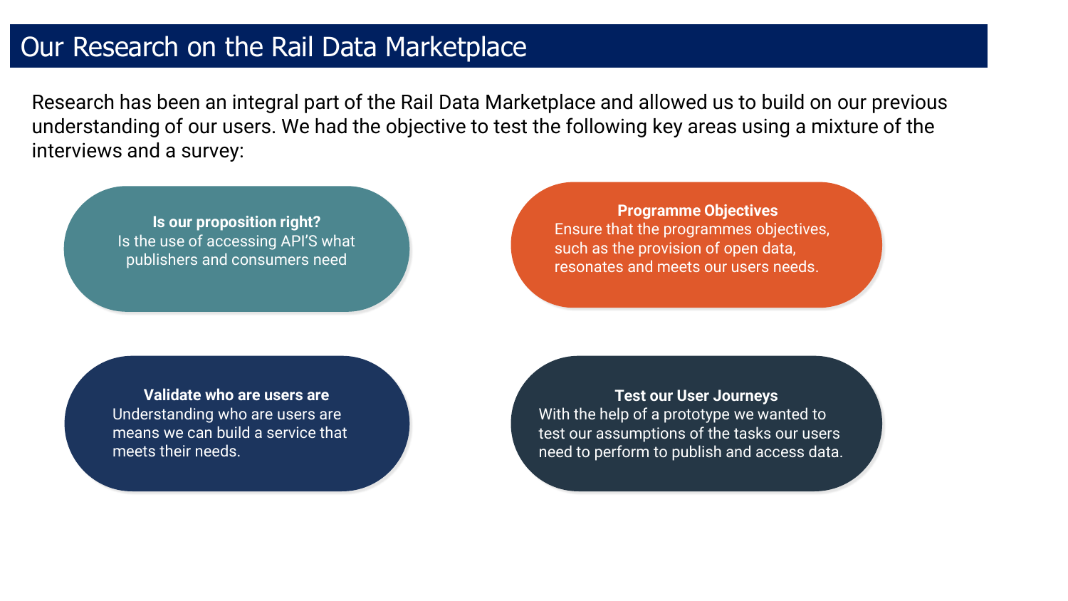# Our Research on the Rail Data Marketplace

Research has been an integral part of the Rail Data Marketplace and allowed us to build on our previous understanding of our users. We had the objective to test the following key areas using a mixture of the interviews and a survey:

**Is our proposition right?**
Is the use of accessing API'S what publishers and consumers need

**Programme Objectives**
Ensure that the programmes objectives, such as the provision of open data, resonates and meets our users needs.

**Validate who are users are**
Understanding who are users are means we can build a service that meets their needs.

**Test our User Journeys**
With the help of a prototype we wanted to test our assumptions of the tasks our users need to perform to publish and access data.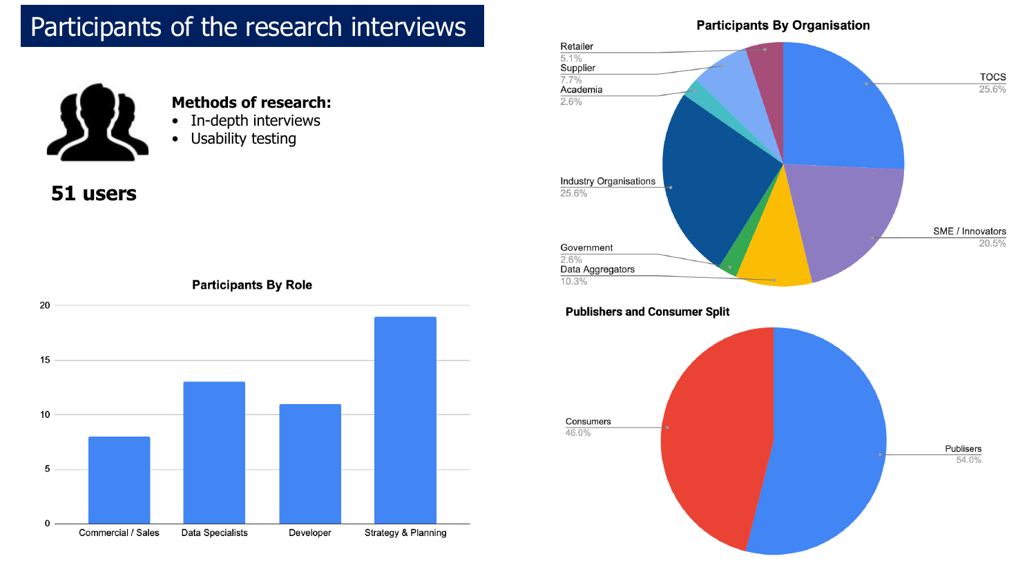# Participants of the research interviews

**Methods of research:**

- In-depth interviews
- Usability testing

**51 users**

### Participants By Role

| Role | Participants |
| --- | --- |
| Commercial / Sales | 8 |
| Data Specialists | 13 |
| Developer | 11 |
| Strategy & Planning | 19 |

### Participants By Organisation

| Organisation | Share |
| --- | --- |
| TOCS | 25.6% |
| SME / Innovators | 20.5% |
| Data Aggregators | 10.3% |
| Government | 2.6% |
| Industry Organisations | 25.6% |
| Academia | 2.6% |
| Supplier | 7.7% |
| Retailer | 5.1% |

### Publishers and Consumer Split

| Group | Share |
| --- | --- |
| Publisers | 54.0% |
| Consumers | 46.0% |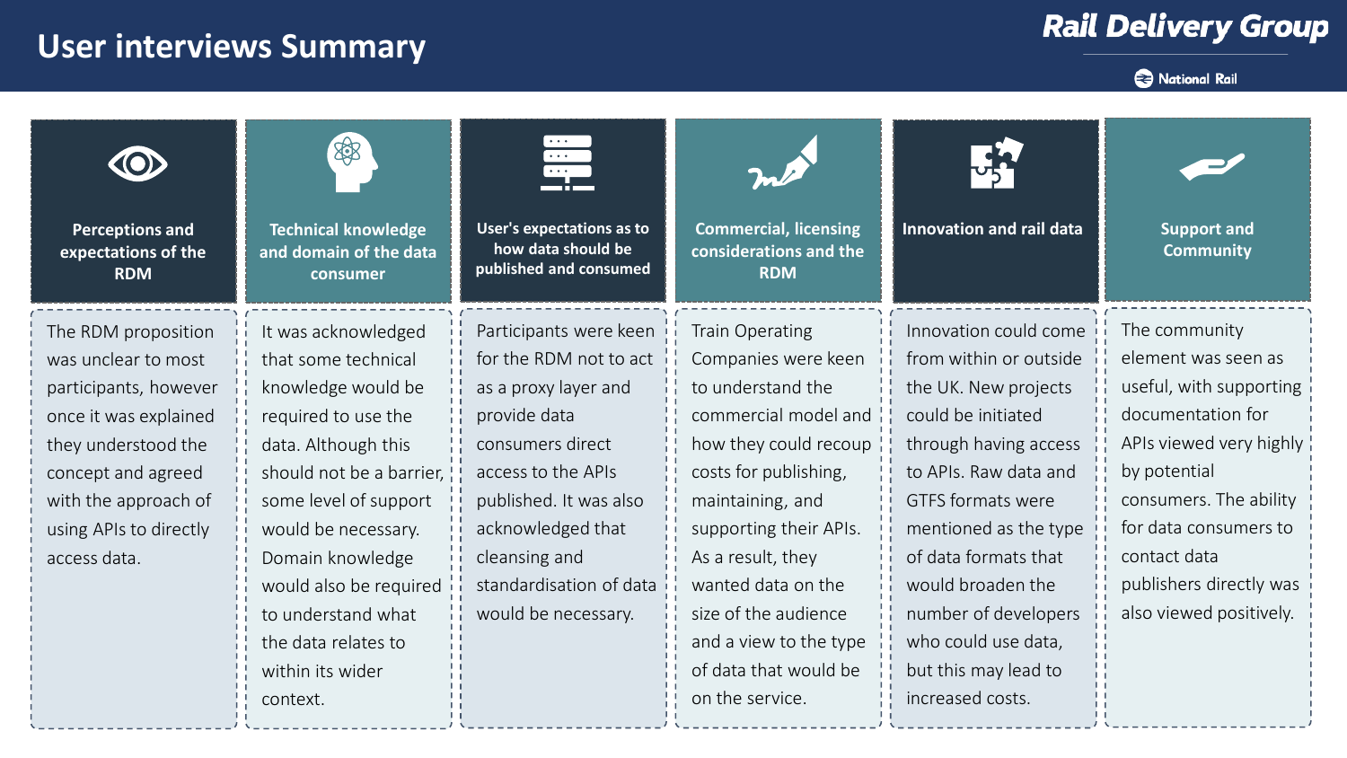# User interviews Summary

### Perceptions and expectations of the RDM

The RDM proposition was unclear to most participants, however once it was explained they understood the concept and agreed with the approach of using APIs to directly access data.

### Technical knowledge and domain of the data consumer

It was acknowledged that some technical knowledge would be required to use the data. Although this should not be a barrier, some level of support would be necessary. Domain knowledge would also be required to understand what the data relates to within its wider context.

### User's expectations as to how data should be published and consumed

Participants were keen for the RDM not to act as a proxy layer and provide data consumers direct access to the APIs published. It was also acknowledged that cleansing and standardisation of data would be necessary.

### Commercial, licensing considerations and the RDM

Train Operating Companies were keen to understand the commercial model and how they could recoup costs for publishing, maintaining, and supporting their APIs. As a result, they wanted data on the size of the audience and a view to the type of data that would be on the service.

### Innovation and rail data

Innovation could come from within or outside the UK. New projects could be initiated through having access to APIs. Raw data and GTFS formats were mentioned as the type of data formats that would broaden the number of developers who could use data, but this may lead to increased costs.

### Support and Community

The community element was seen as useful, with supporting documentation for APIs viewed very highly by potential consumers. The ability for data consumers to contact data publishers directly was also viewed positively.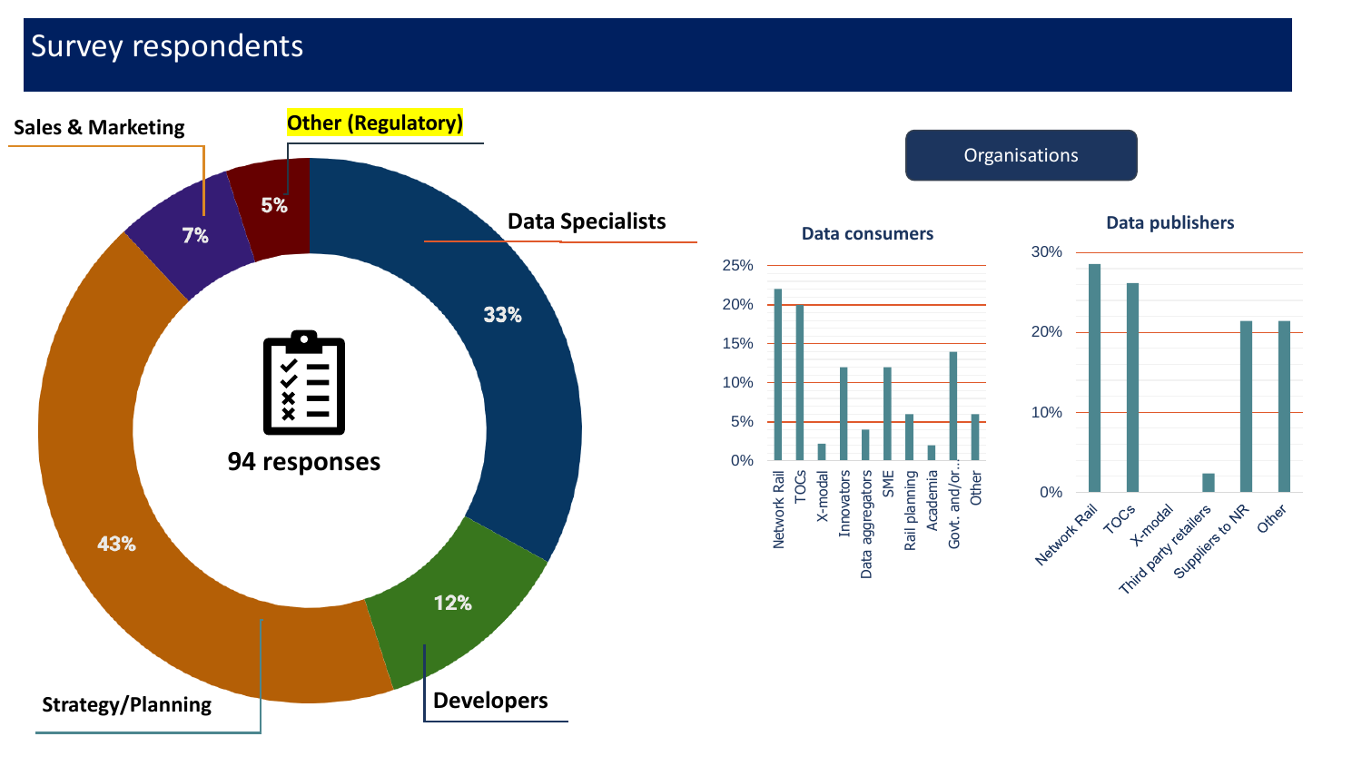# Survey respondents

**94 responses**

- Data Specialists: 33%
- Developers: 12%
- Strategy/Planning: 43%
- Sales & Marketing: 7%
- Other (Regulatory): 5%

## Organisations

### Data consumers

Network Rail, TOCs, X-modal, Innovators, Data aggregators, SME, Rail planning, Academia, Govt. and/or..., Other

### Data publishers

Network Rail, TOCs, X-modal, Third party retailers, Suppliers to NR, Other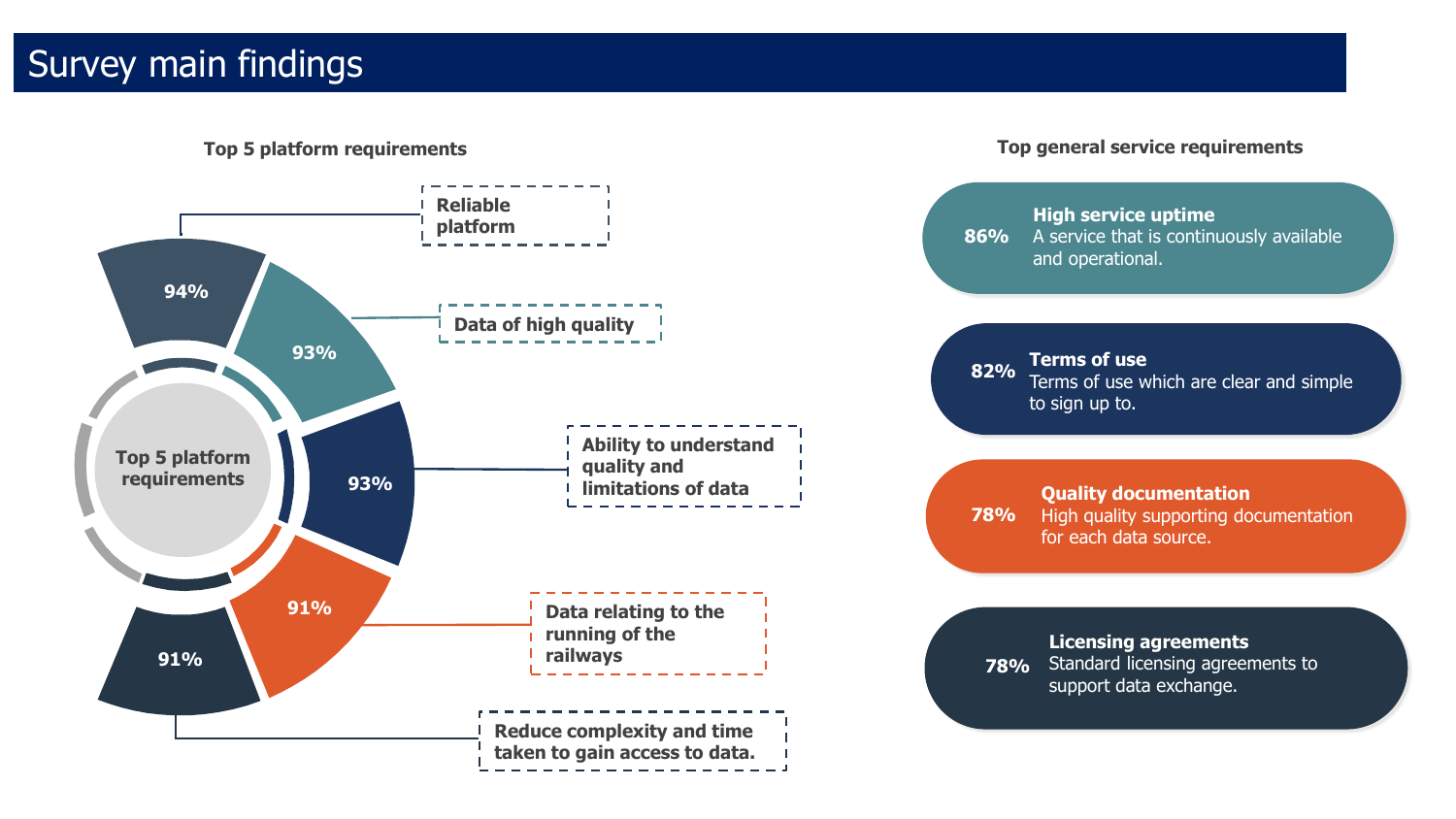# Survey main findings

### Top 5 platform requirements

Top 5 platform requirements

- 94% — Reliable platform
- 93% — Data of high quality
- 93% — Ability to understand quality and limitations of data
- 91% — Data relating to the running of the railways
- 91% — Reduce complexity and time taken to gain access to data.

### Top general service requirements

- **86%** — **High service uptime**
  A service that is continuously available and operational.
- **82%** — **Terms of use**
  Terms of use which are clear and simple to sign up to.
- **78%** — **Quality documentation**
  High quality supporting documentation for each data source.
- **78%** — **Licensing agreements**
  Standard licensing agreements to support data exchange.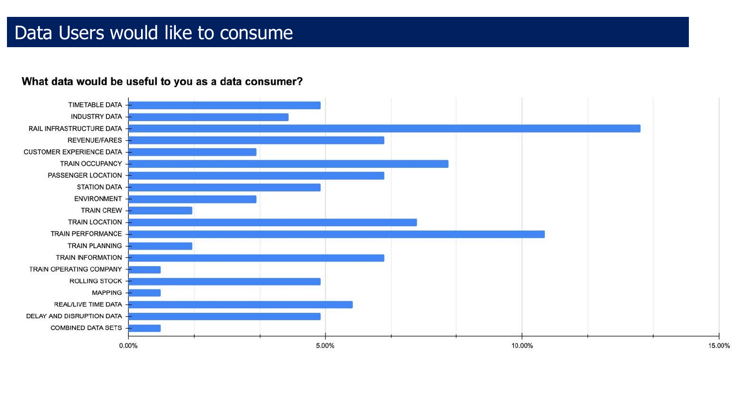# Data Users would like to consume

**What data would be useful to you as a data consumer?**

- TIMETABLE DATA
- INDUSTRY DATA
- RAIL INFRASTRUCTURE DATA
- REVENUE/FARES
- CUSTOMER EXPERIENCE DATA
- TRAIN OCCUPANCY
- PASSENGER LOCATION
- STATION DATA
- ENVIRONMENT
- TRAIN CREW
- TRAIN LOCATION
- TRAIN PERFORMANCE
- TRAIN PLANNING
- TRAIN INFORMATION
- TRAIN OPERATING COMPANY
- ROLLING STOCK
- MAPPING
- REAL/LIVE TIME DATA
- DELAY AND DISRUPTION DATA
- COMBINED DATA SETS

0.00% 5.00% 10.00% 15.00%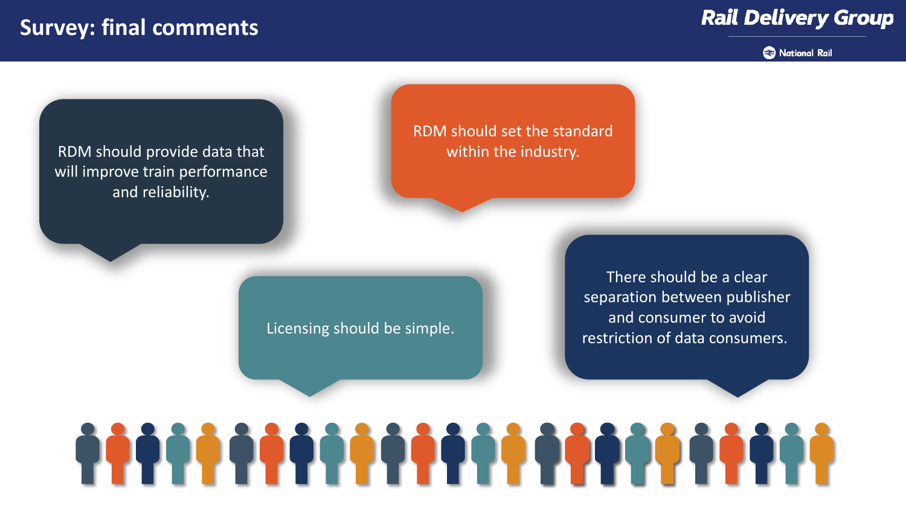# Survey: final comments

RDM should provide data that will improve train performance and reliability.

RDM should set the standard within the industry.

Licensing should be simple.

There should be a clear separation between publisher and consumer to avoid restriction of data consumers.